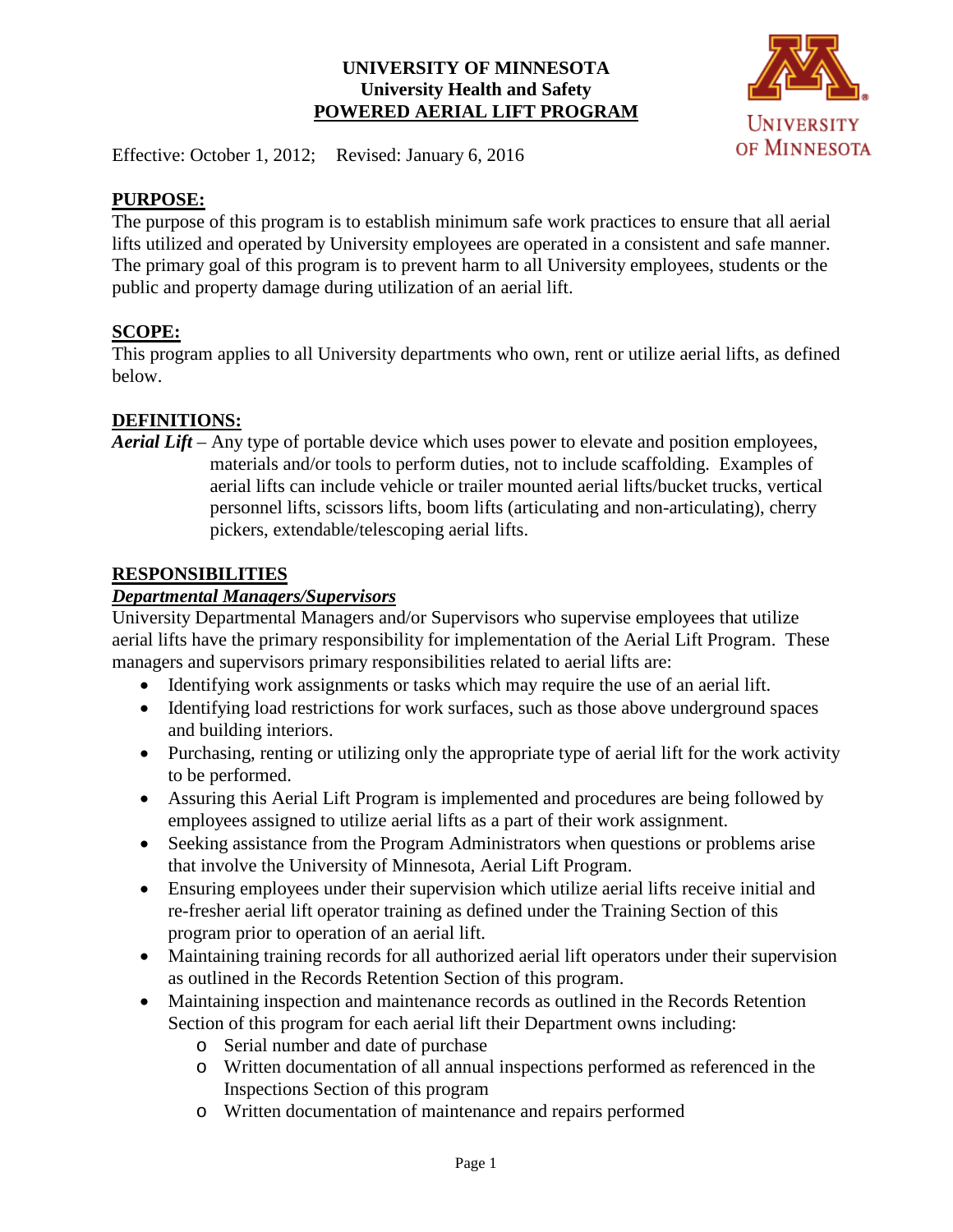**UNIVERSITY OF MINNESOTA**
**University Health and Safety**
**POWERED AERIAL LIFT PROGRAM**

Effective: October 1, 2012; Revised: January 6, 2016

## PURPOSE:

The purpose of this program is to establish minimum safe work practices to ensure that all aerial lifts utilized and operated by University employees are operated in a consistent and safe manner. The primary goal of this program is to prevent harm to all University employees, students or the public and property damage during utilization of an aerial lift.

## SCOPE:

This program applies to all University departments who own, rent or utilize aerial lifts, as defined below.

## DEFINITIONS:

***Aerial Lift*** – Any type of portable device which uses power to elevate and position employees, materials and/or tools to perform duties, not to include scaffolding. Examples of aerial lifts can include vehicle or trailer mounted aerial lifts/bucket trucks, vertical personnel lifts, scissors lifts, boom lifts (articulating and non-articulating), cherry pickers, extendable/telescoping aerial lifts.

## RESPONSIBILITIES

### *Departmental Managers/Supervisors*

University Departmental Managers and/or Supervisors who supervise employees that utilize aerial lifts have the primary responsibility for implementation of the Aerial Lift Program. These managers and supervisors primary responsibilities related to aerial lifts are:

- Identifying work assignments or tasks which may require the use of an aerial lift.
- Identifying load restrictions for work surfaces, such as those above underground spaces and building interiors.
- Purchasing, renting or utilizing only the appropriate type of aerial lift for the work activity to be performed.
- Assuring this Aerial Lift Program is implemented and procedures are being followed by employees assigned to utilize aerial lifts as a part of their work assignment.
- Seeking assistance from the Program Administrators when questions or problems arise that involve the University of Minnesota, Aerial Lift Program.
- Ensuring employees under their supervision which utilize aerial lifts receive initial and re-fresher aerial lift operator training as defined under the Training Section of this program prior to operation of an aerial lift.
- Maintaining training records for all authorized aerial lift operators under their supervision as outlined in the Records Retention Section of this program.
- Maintaining inspection and maintenance records as outlined in the Records Retention Section of this program for each aerial lift their Department owns including:
  - Serial number and date of purchase
  - Written documentation of all annual inspections performed as referenced in the Inspections Section of this program
  - Written documentation of maintenance and repairs performed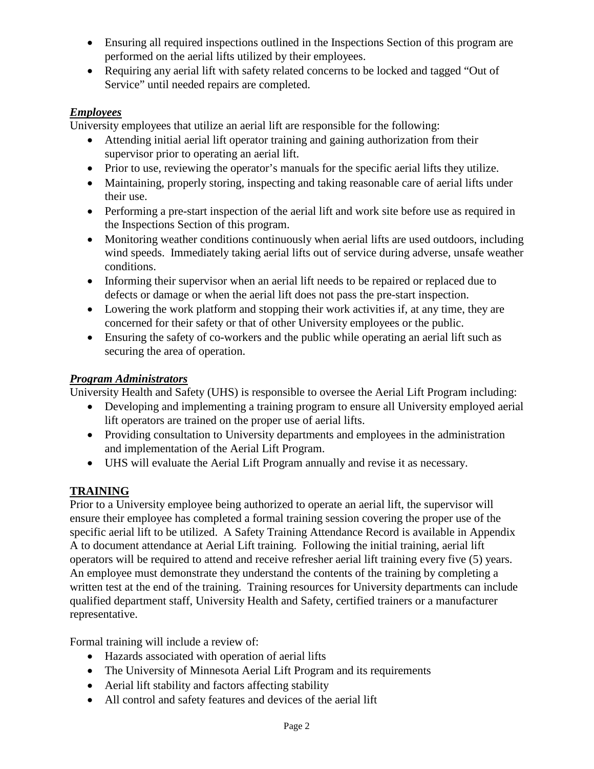- Ensuring all required inspections outlined in the Inspections Section of this program are performed on the aerial lifts utilized by their employees.
- Requiring any aerial lift with safety related concerns to be locked and tagged "Out of Service" until needed repairs are completed.

***Employees***

University employees that utilize an aerial lift are responsible for the following:

- Attending initial aerial lift operator training and gaining authorization from their supervisor prior to operating an aerial lift.
- Prior to use, reviewing the operator's manuals for the specific aerial lifts they utilize.
- Maintaining, properly storing, inspecting and taking reasonable care of aerial lifts under their use.
- Performing a pre-start inspection of the aerial lift and work site before use as required in the Inspections Section of this program.
- Monitoring weather conditions continuously when aerial lifts are used outdoors, including wind speeds. Immediately taking aerial lifts out of service during adverse, unsafe weather conditions.
- Informing their supervisor when an aerial lift needs to be repaired or replaced due to defects or damage or when the aerial lift does not pass the pre-start inspection.
- Lowering the work platform and stopping their work activities if, at any time, they are concerned for their safety or that of other University employees or the public.
- Ensuring the safety of co-workers and the public while operating an aerial lift such as securing the area of operation.

***Program Administrators***

University Health and Safety (UHS) is responsible to oversee the Aerial Lift Program including:

- Developing and implementing a training program to ensure all University employed aerial lift operators are trained on the proper use of aerial lifts.
- Providing consultation to University departments and employees in the administration and implementation of the Aerial Lift Program.
- UHS will evaluate the Aerial Lift Program annually and revise it as necessary.

## TRAINING

Prior to a University employee being authorized to operate an aerial lift, the supervisor will ensure their employee has completed a formal training session covering the proper use of the specific aerial lift to be utilized. A Safety Training Attendance Record is available in Appendix A to document attendance at Aerial Lift training. Following the initial training, aerial lift operators will be required to attend and receive refresher aerial lift training every five (5) years. An employee must demonstrate they understand the contents of the training by completing a written test at the end of the training. Training resources for University departments can include qualified department staff, University Health and Safety, certified trainers or a manufacturer representative.

Formal training will include a review of:

- Hazards associated with operation of aerial lifts
- The University of Minnesota Aerial Lift Program and its requirements
- Aerial lift stability and factors affecting stability
- All control and safety features and devices of the aerial lift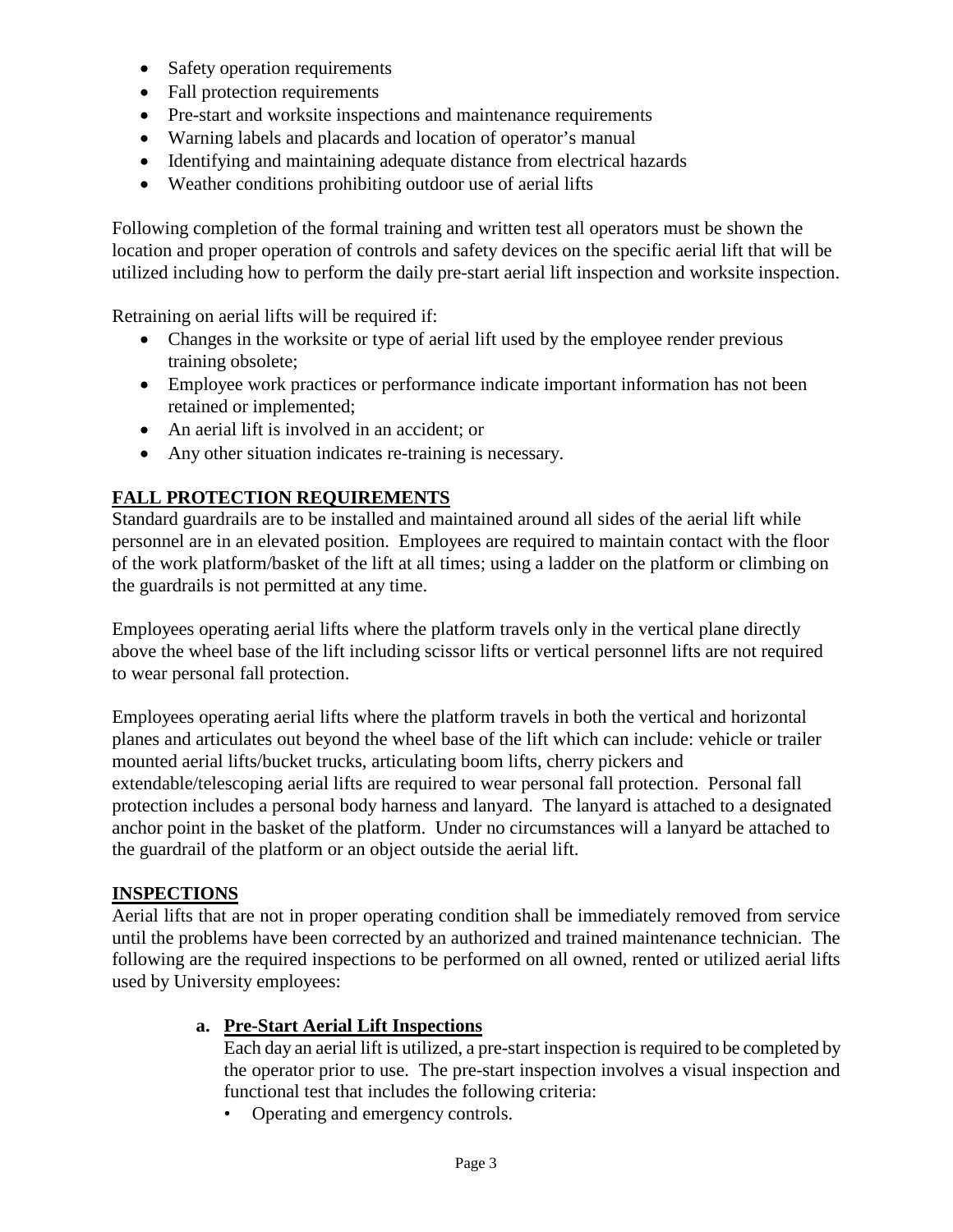- Safety operation requirements
- Fall protection requirements
- Pre-start and worksite inspections and maintenance requirements
- Warning labels and placards and location of operator's manual
- Identifying and maintaining adequate distance from electrical hazards
- Weather conditions prohibiting outdoor use of aerial lifts

Following completion of the formal training and written test all operators must be shown the location and proper operation of controls and safety devices on the specific aerial lift that will be utilized including how to perform the daily pre-start aerial lift inspection and worksite inspection.

Retraining on aerial lifts will be required if:

- Changes in the worksite or type of aerial lift used by the employee render previous training obsolete;
- Employee work practices or performance indicate important information has not been retained or implemented;
- An aerial lift is involved in an accident; or
- Any other situation indicates re-training is necessary.

## FALL PROTECTION REQUIREMENTS

Standard guardrails are to be installed and maintained around all sides of the aerial lift while personnel are in an elevated position. Employees are required to maintain contact with the floor of the work platform/basket of the lift at all times; using a ladder on the platform or climbing on the guardrails is not permitted at any time.

Employees operating aerial lifts where the platform travels only in the vertical plane directly above the wheel base of the lift including scissor lifts or vertical personnel lifts are not required to wear personal fall protection.

Employees operating aerial lifts where the platform travels in both the vertical and horizontal planes and articulates out beyond the wheel base of the lift which can include: vehicle or trailer mounted aerial lifts/bucket trucks, articulating boom lifts, cherry pickers and extendable/telescoping aerial lifts are required to wear personal fall protection. Personal fall protection includes a personal body harness and lanyard. The lanyard is attached to a designated anchor point in the basket of the platform. Under no circumstances will a lanyard be attached to the guardrail of the platform or an object outside the aerial lift.

## INSPECTIONS

Aerial lifts that are not in proper operating condition shall be immediately removed from service until the problems have been corrected by an authorized and trained maintenance technician. The following are the required inspections to be performed on all owned, rented or utilized aerial lifts used by University employees:

### a. Pre-Start Aerial Lift Inspections

Each day an aerial lift is utilized, a pre-start inspection is required to be completed by the operator prior to use. The pre-start inspection involves a visual inspection and functional test that includes the following criteria:

- Operating and emergency controls.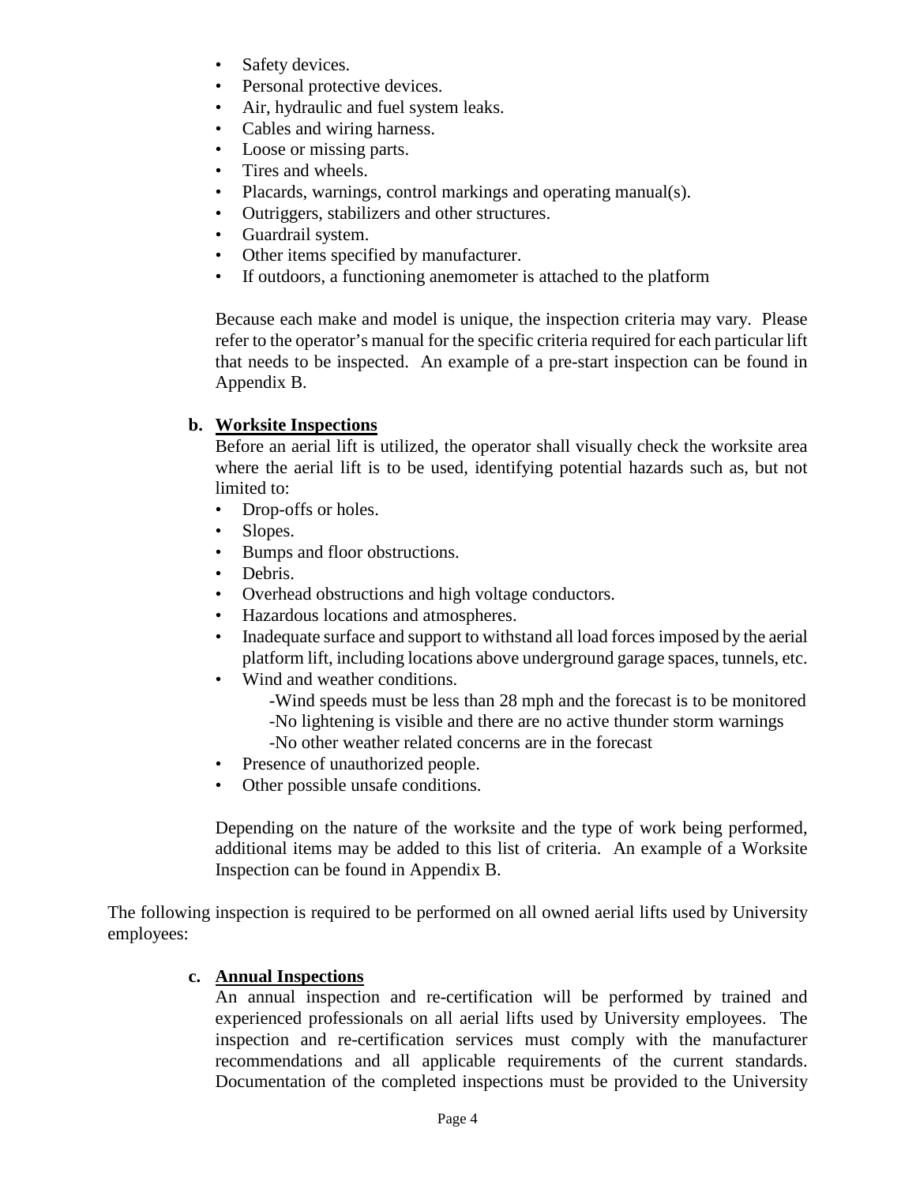- Safety devices.
- Personal protective devices.
- Air, hydraulic and fuel system leaks.
- Cables and wiring harness.
- Loose or missing parts.
- Tires and wheels.
- Placards, warnings, control markings and operating manual(s).
- Outriggers, stabilizers and other structures.
- Guardrail system.
- Other items specified by manufacturer.
- If outdoors, a functioning anemometer is attached to the platform

Because each make and model is unique, the inspection criteria may vary. Please refer to the operator's manual for the specific criteria required for each particular lift that needs to be inspected. An example of a pre-start inspection can be found in Appendix B.

**b. Worksite Inspections**

Before an aerial lift is utilized, the operator shall visually check the worksite area where the aerial lift is to be used, identifying potential hazards such as, but not limited to:

- Drop-offs or holes.
- Slopes.
- Bumps and floor obstructions.
- Debris.
- Overhead obstructions and high voltage conductors.
- Hazardous locations and atmospheres.
- Inadequate surface and support to withstand all load forces imposed by the aerial platform lift, including locations above underground garage spaces, tunnels, etc.
- Wind and weather conditions.
  - -Wind speeds must be less than 28 mph and the forecast is to be monitored
  - -No lightening is visible and there are no active thunder storm warnings
  - -No other weather related concerns are in the forecast
- Presence of unauthorized people.
- Other possible unsafe conditions.

Depending on the nature of the worksite and the type of work being performed, additional items may be added to this list of criteria. An example of a Worksite Inspection can be found in Appendix B.

The following inspection is required to be performed on all owned aerial lifts used by University employees:

**c. Annual Inspections**

An annual inspection and re-certification will be performed by trained and experienced professionals on all aerial lifts used by University employees. The inspection and re-certification services must comply with the manufacturer recommendations and all applicable requirements of the current standards. Documentation of the completed inspections must be provided to the University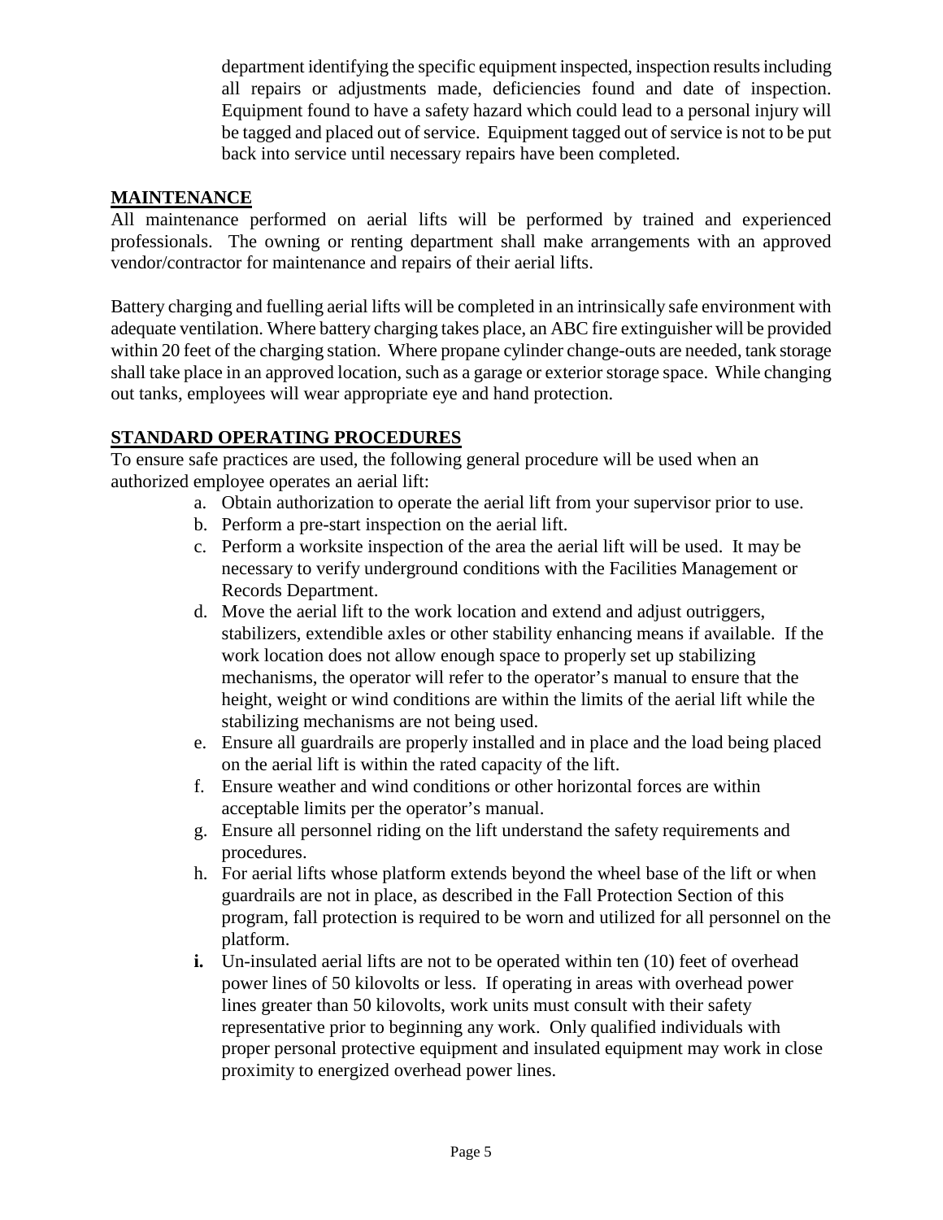department identifying the specific equipment inspected, inspection results including all repairs or adjustments made, deficiencies found and date of inspection. Equipment found to have a safety hazard which could lead to a personal injury will be tagged and placed out of service. Equipment tagged out of service is not to be put back into service until necessary repairs have been completed.

## MAINTENANCE

All maintenance performed on aerial lifts will be performed by trained and experienced professionals. The owning or renting department shall make arrangements with an approved vendor/contractor for maintenance and repairs of their aerial lifts.

Battery charging and fuelling aerial lifts will be completed in an intrinsically safe environment with adequate ventilation. Where battery charging takes place, an ABC fire extinguisher will be provided within 20 feet of the charging station. Where propane cylinder change-outs are needed, tank storage shall take place in an approved location, such as a garage or exterior storage space. While changing out tanks, employees will wear appropriate eye and hand protection.

## STANDARD OPERATING PROCEDURES

To ensure safe practices are used, the following general procedure will be used when an authorized employee operates an aerial lift:

a. Obtain authorization to operate the aerial lift from your supervisor prior to use.
b. Perform a pre-start inspection on the aerial lift.
c. Perform a worksite inspection of the area the aerial lift will be used. It may be necessary to verify underground conditions with the Facilities Management or Records Department.
d. Move the aerial lift to the work location and extend and adjust outriggers, stabilizers, extendible axles or other stability enhancing means if available. If the work location does not allow enough space to properly set up stabilizing mechanisms, the operator will refer to the operator's manual to ensure that the height, weight or wind conditions are within the limits of the aerial lift while the stabilizing mechanisms are not being used.
e. Ensure all guardrails are properly installed and in place and the load being placed on the aerial lift is within the rated capacity of the lift.
f. Ensure weather and wind conditions or other horizontal forces are within acceptable limits per the operator's manual.
g. Ensure all personnel riding on the lift understand the safety requirements and procedures.
h. For aerial lifts whose platform extends beyond the wheel base of the lift or when guardrails are not in place, as described in the Fall Protection Section of this program, fall protection is required to be worn and utilized for all personnel on the platform.
**i.** Un-insulated aerial lifts are not to be operated within ten (10) feet of overhead power lines of 50 kilovolts or less. If operating in areas with overhead power lines greater than 50 kilovolts, work units must consult with their safety representative prior to beginning any work. Only qualified individuals with proper personal protective equipment and insulated equipment may work in close proximity to energized overhead power lines.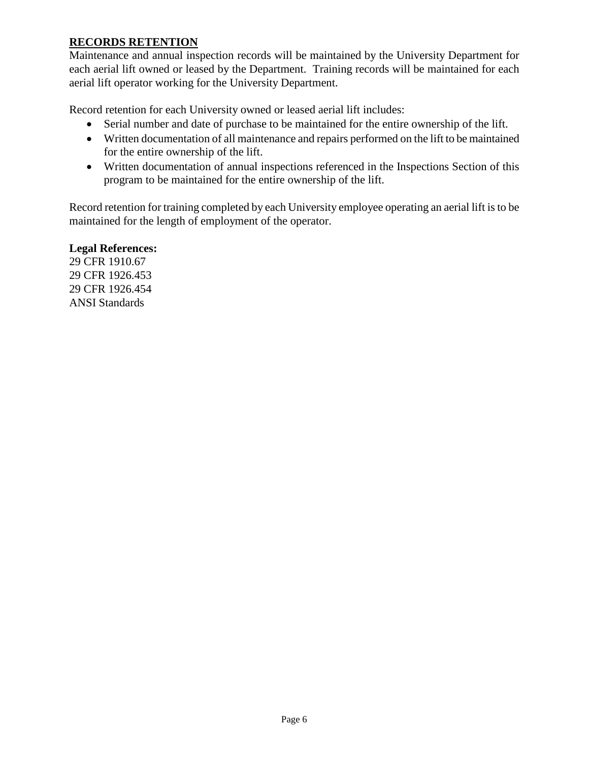## RECORDS RETENTION

Maintenance and annual inspection records will be maintained by the University Department for each aerial lift owned or leased by the Department. Training records will be maintained for each aerial lift operator working for the University Department.

Record retention for each University owned or leased aerial lift includes:

- Serial number and date of purchase to be maintained for the entire ownership of the lift.
- Written documentation of all maintenance and repairs performed on the lift to be maintained for the entire ownership of the lift.
- Written documentation of annual inspections referenced in the Inspections Section of this program to be maintained for the entire ownership of the lift.

Record retention for training completed by each University employee operating an aerial lift is to be maintained for the length of employment of the operator.

**Legal References:**
29 CFR 1910.67
29 CFR 1926.453
29 CFR 1926.454
ANSI Standards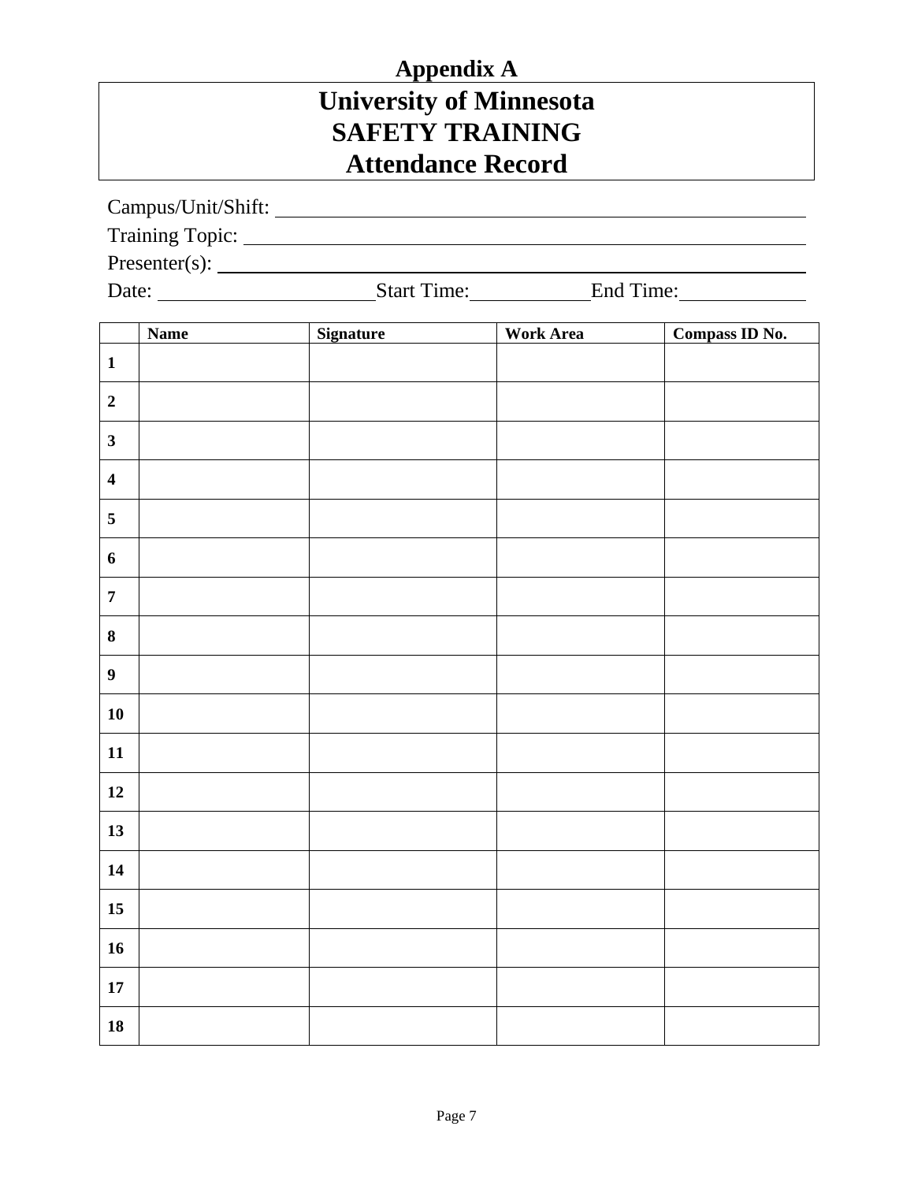# Appendix A

## University of Minnesota
## SAFETY TRAINING
## Attendance Record

Campus/Unit/Shift: ____________________________________________

Training Topic: ____________________________________________

Presenter(s): ____________________________________________

Date: ____________________ Start Time: ____________ End Time: ____________

| | Name | Signature | Work Area | Compass ID No. |
|---|---|---|---|---|
| **1** | | | | |
| **2** | | | | |
| **3** | | | | |
| **4** | | | | |
| **5** | | | | |
| **6** | | | | |
| **7** | | | | |
| **8** | | | | |
| **9** | | | | |
| **10** | | | | |
| **11** | | | | |
| **12** | | | | |
| **13** | | | | |
| **14** | | | | |
| **15** | | | | |
| **16** | | | | |
| **17** | | | | |
| **18** | | | | |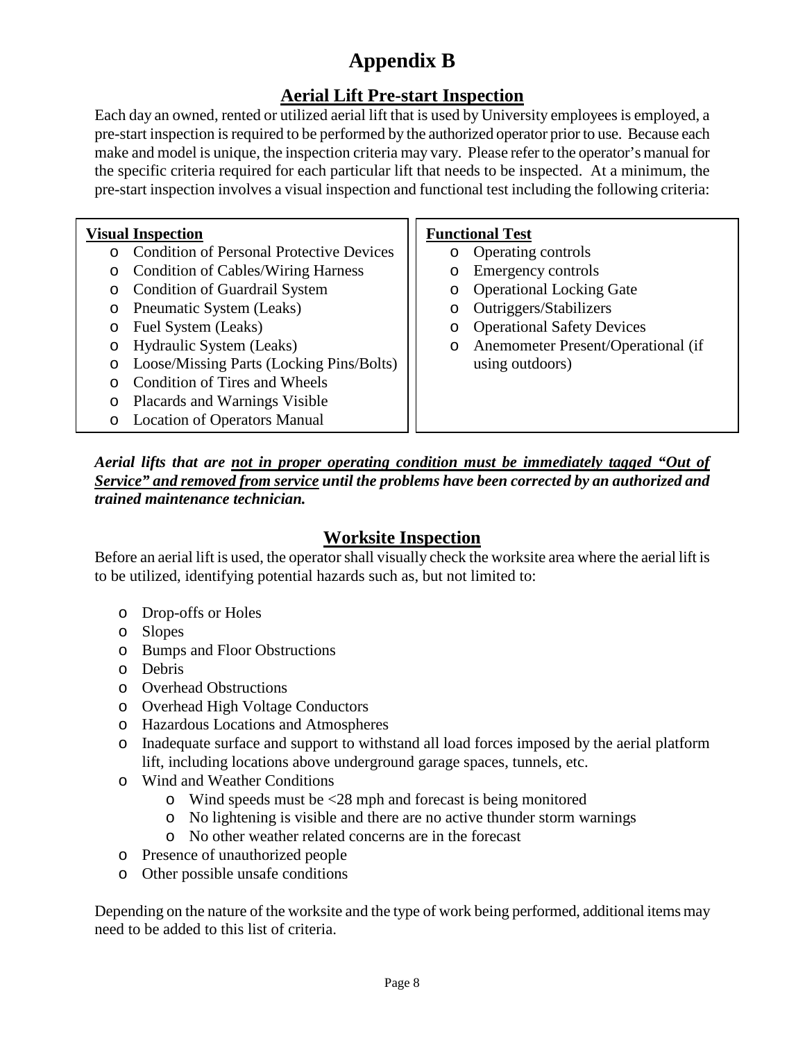# Appendix B

## Aerial Lift Pre-start Inspection

Each day an owned, rented or utilized aerial lift that is used by University employees is employed, a pre-start inspection is required to be performed by the authorized operator prior to use. Because each make and model is unique, the inspection criteria may vary. Please refer to the operator's manual for the specific criteria required for each particular lift that needs to be inspected. At a minimum, the pre-start inspection involves a visual inspection and functional test including the following criteria:

**Visual Inspection**

- Condition of Personal Protective Devices
- Condition of Cables/Wiring Harness
- Condition of Guardrail System
- Pneumatic System (Leaks)
- Fuel System (Leaks)
- Hydraulic System (Leaks)
- Loose/Missing Parts (Locking Pins/Bolts)
- Condition of Tires and Wheels
- Placards and Warnings Visible
- Location of Operators Manual

**Functional Test**

- Operating controls
- Emergency controls
- Operational Locking Gate
- Outriggers/Stabilizers
- Operational Safety Devices
- Anemometer Present/Operational (if using outdoors)

***Aerial lifts that are not in proper operating condition must be immediately tagged "Out of Service" and removed from service until the problems have been corrected by an authorized and trained maintenance technician.***

## Worksite Inspection

Before an aerial lift is used, the operator shall visually check the worksite area where the aerial lift is to be utilized, identifying potential hazards such as, but not limited to:

- Drop-offs or Holes
- Slopes
- Bumps and Floor Obstructions
- Debris
- Overhead Obstructions
- Overhead High Voltage Conductors
- Hazardous Locations and Atmospheres
- Inadequate surface and support to withstand all load forces imposed by the aerial platform lift, including locations above underground garage spaces, tunnels, etc.
- Wind and Weather Conditions
  - Wind speeds must be <28 mph and forecast is being monitored
  - No lightening is visible and there are no active thunder storm warnings
  - No other weather related concerns are in the forecast
- Presence of unauthorized people
- Other possible unsafe conditions

Depending on the nature of the worksite and the type of work being performed, additional items may need to be added to this list of criteria.